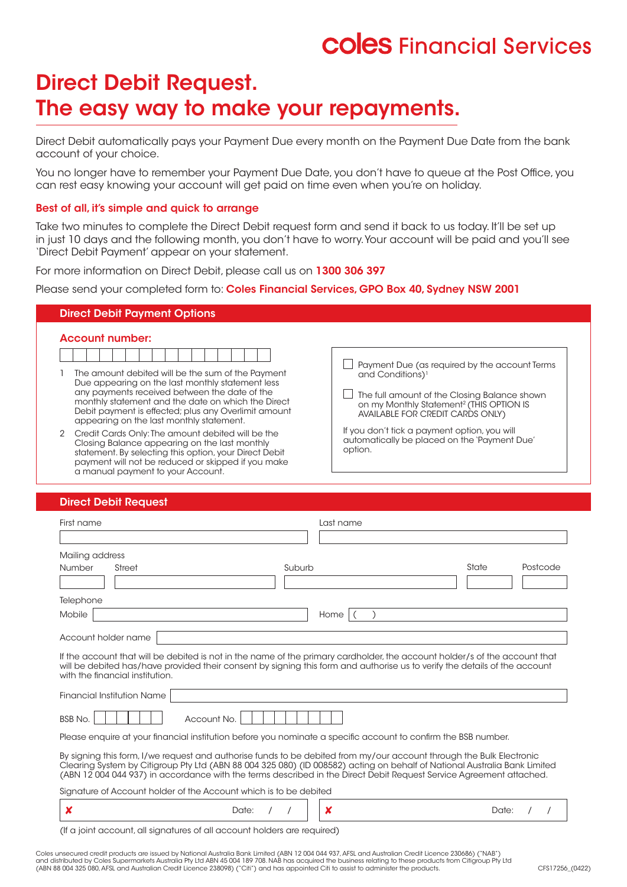# coles Financial Services

# Direct Debit Request.
# The easy way to make your repayments.

Direct Debit automatically pays your Payment Due every month on the Payment Due Date from the bank account of your choice.

You no longer have to remember your Payment Due Date, you don't have to queue at the Post Office, you can rest easy knowing your account will get paid on time even when you're on holiday.

### Best of all, it's simple and quick to arrange

Take two minutes to complete the Direct Debit request form and send it back to us today. It'll be set up in just 10 days and the following month, you don't have to worry. Your account will be paid and you'll see 'Direct Debit Payment' appear on your statement.

For more information on Direct Debit, please call us on **1300 306 397**

Please send your completed form to: **Coles Financial Services, GPO Box 40, Sydney NSW 2001**

## Direct Debit Payment Options

### Account number:

☐☐☐☐☐☐☐☐☐☐☐☐☐☐☐☐

1. The amount debited will be the sum of the Payment Due appearing on the last monthly statement less any payments received between the date of the monthly statement and the date on which the Direct Debit payment is effected; plus any Overlimit amount appearing on the last monthly statement.
2. Credit Cards Only: The amount debited will be the Closing Balance appearing on the last monthly statement. By selecting this option, your Direct Debit payment will not be reduced or skipped if you make a manual payment to your Account.

☐ Payment Due (as required by the account Terms and Conditions)[1]

☐ The full amount of the Closing Balance shown on my Monthly Statement[2] (THIS OPTION IS AVAILABLE FOR CREDIT CARDS ONLY)

If you don't tick a payment option, you will automatically be placed on the 'Payment Due' option.

## Direct Debit Request

First name ________________________ Last name ________________________

Mailing address

Number ______ Street ________________________ Suburb ________________________ State ______ Postcode ______

Telephone

Mobile ________________________ Home ( ) ________________________

Account holder name ________________________________________________

If the account that will be debited is not in the name of the primary cardholder, the account holder/s of the account that will be debited has/have provided their consent by signing this form and authorise us to verify the details of the account with the financial institution.

Financial Institution Name ________________________________________________

BSB No. ☐☐☐☐☐☐ Account No. ☐☐☐☐☐☐☐☐☐

Please enquire at your financial institution before you nominate a specific account to confirm the BSB number.

By signing this form, I/we request and authorise funds to be debited from my/our account through the Bulk Electronic Clearing System by Citigroup Pty Ltd (ABN 88 004 325 080) (ID 008582) acting on behalf of National Australia Bank Limited (ABN 12 004 044 937) in accordance with the terms described in the Direct Debit Request Service Agreement attached.

Signature of Account holder of the Account which is to be debited

✘ ________________________ Date: / / ✘ ________________________ Date: / /

(If a joint account, all signatures of all account holders are required)

Coles unsecured credit products are issued by National Australia Bank Limited (ABN 12 004 044 937, AFSL and Australian Credit Licence 230686) ("NAB") and distributed by Coles Supermarkets Australia Pty Ltd ABN 45 004 189 708. NAB has acquired the business relating to these products from Citigroup Pty Ltd (ABN 88 004 325 080, AFSL and Australian Credit Licence 238098) ("Citi") and has appointed Citi to assist to administer the products.

CFS17256_(0422)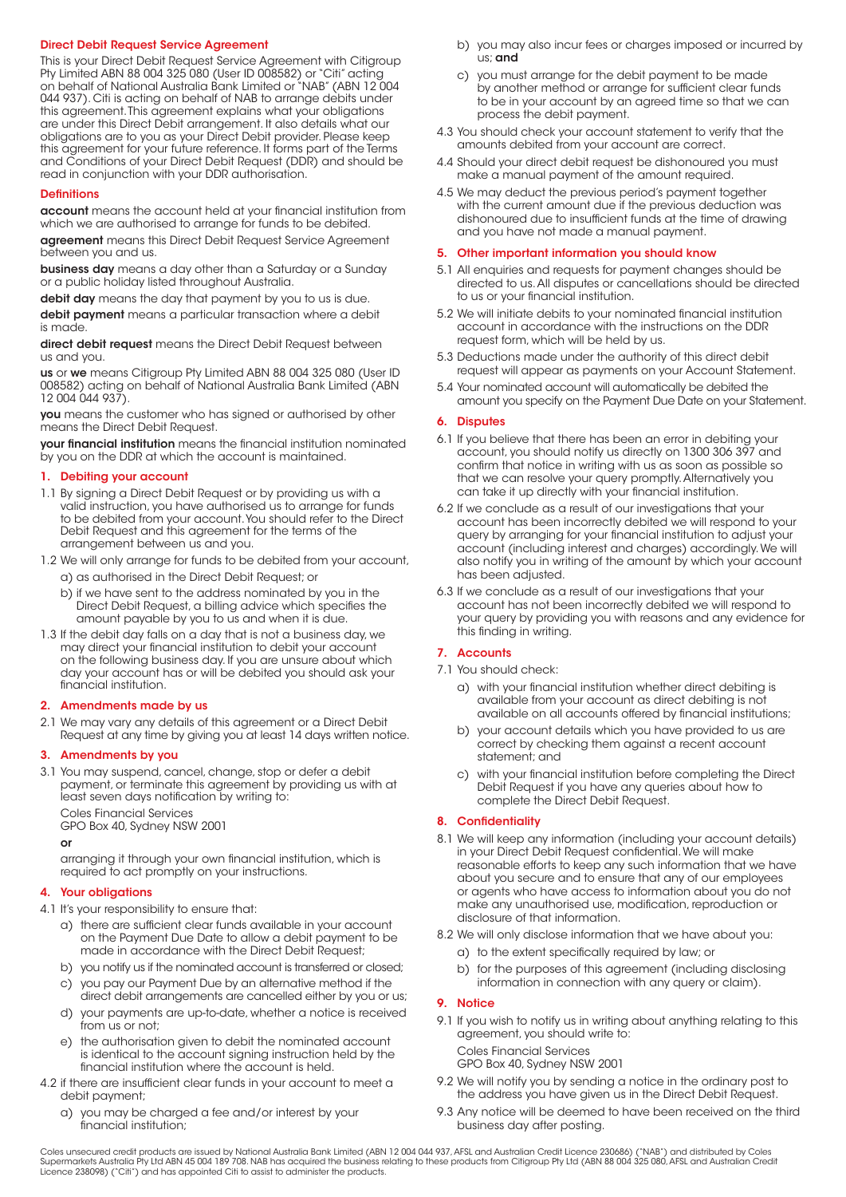## Direct Debit Request Service Agreement

This is your Direct Debit Request Service Agreement with Citigroup Pty Limited ABN 88 004 325 080 (User ID 008582) or "Citi" acting on behalf of National Australia Bank Limited or "NAB" (ABN 12 004 044 937). Citi is acting on behalf of NAB to arrange debits under this agreement. This agreement explains what your obligations are under this Direct Debit arrangement. It also details what our obligations are to you as your Direct Debit provider. Please keep this agreement for your future reference. It forms part of the Terms and Conditions of your Direct Debit Request (DDR) and should be read in conjunction with your DDR authorisation.

### Definitions

**account** means the account held at your financial institution from which we are authorised to arrange for funds to be debited.

**agreement** means this Direct Debit Request Service Agreement between you and us.

**business day** means a day other than a Saturday or a Sunday or a public holiday listed throughout Australia.

**debit day** means the day that payment by you to us is due.

**debit payment** means a particular transaction where a debit is made.

**direct debit request** means the Direct Debit Request between us and you.

**us** or **we** means Citigroup Pty Limited ABN 88 004 325 080 (User ID 008582) acting on behalf of National Australia Bank Limited (ABN 12 004 044 937).

**you** means the customer who has signed or authorised by other means the Direct Debit Request.

**your financial institution** means the financial institution nominated by you on the DDR at which the account is maintained.

### 1. Debiting your account

1.1 By signing a Direct Debit Request or by providing us with a valid instruction, you have authorised us to arrange for funds to be debited from your account. You should refer to the Direct Debit Request and this agreement for the terms of the arrangement between us and you.

1.2 We will only arrange for funds to be debited from your account,

a) as authorised in the Direct Debit Request; or

b) if we have sent to the address nominated by you in the Direct Debit Request, a billing advice which specifies the amount payable by you to us and when it is due.

1.3 If the debit day falls on a day that is not a business day, we may direct your financial institution to debit your account on the following business day. If you are unsure about which day your account has or will be debited you should ask your financial institution.

### 2. Amendments made by us

2.1 We may vary any details of this agreement or a Direct Debit Request at any time by giving you at least 14 days written notice.

### 3. Amendments by you

3.1 You may suspend, cancel, change, stop or defer a debit payment, or terminate this agreement by providing us with at least seven days notification by writing to:

Coles Financial Services
GPO Box 40, Sydney NSW 2001

**or**

arranging it through your own financial institution, which is required to act promptly on your instructions.

### 4. Your obligations

4.1 It's your responsibility to ensure that:

a) there are sufficient clear funds available in your account on the Payment Due Date to allow a debit payment to be made in accordance with the Direct Debit Request;

b) you notify us if the nominated account is transferred or closed;

c) you pay our Payment Due by an alternative method if the direct debit arrangements are cancelled either by you or us;

d) your payments are up-to-date, whether a notice is received from us or not;

e) the authorisation given to debit the nominated account is identical to the account signing instruction held by the financial institution where the account is held.

4.2 if there are insufficient clear funds in your account to meet a debit payment;

a) you may be charged a fee and/or interest by your financial institution;

b) you may also incur fees or charges imposed or incurred by us; **and**

c) you must arrange for the debit payment to be made by another method or arrange for sufficient clear funds to be in your account by an agreed time so that we can process the debit payment.

4.3 You should check your account statement to verify that the amounts debited from your account are correct.

4.4 Should your direct debit request be dishonoured you must make a manual payment of the amount required.

4.5 We may deduct the previous period's payment together with the current amount due if the previous deduction was dishonoured due to insufficient funds at the time of drawing and you have not made a manual payment.

### 5. Other important information you should know

5.1 All enquiries and requests for payment changes should be directed to us. All disputes or cancellations should be directed to us or your financial institution.

5.2 We will initiate debits to your nominated financial institution account in accordance with the instructions on the DDR request form, which will be held by us.

5.3 Deductions made under the authority of this direct debit request will appear as payments on your Account Statement.

5.4 Your nominated account will automatically be debited the amount you specify on the Payment Due Date on your Statement.

### 6. Disputes

6.1 If you believe that there has been an error in debiting your account, you should notify us directly on 1300 306 397 and confirm that notice in writing with us as soon as possible so that we can resolve your query promptly. Alternatively you can take it up directly with your financial institution.

6.2 If we conclude as a result of our investigations that your account has been incorrectly debited we will respond to your query by arranging for your financial institution to adjust your account (including interest and charges) accordingly. We will also notify you in writing of the amount by which your account has been adjusted.

6.3 If we conclude as a result of our investigations that your account has not been incorrectly debited we will respond to your query by providing you with reasons and any evidence for this finding in writing.

### 7. Accounts

7.1 You should check:

a) with your financial institution whether direct debiting is available from your account as direct debiting is not available on all accounts offered by financial institutions;

b) your account details which you have provided to us are correct by checking them against a recent account statement; and

c) with your financial institution before completing the Direct Debit Request if you have any queries about how to complete the Direct Debit Request.

### 8. Confidentiality

8.1 We will keep any information (including your account details) in your Direct Debit Request confidential. We will make reasonable efforts to keep any such information that we have about you secure and to ensure that any of our employees or agents who have access to information about you do not make any unauthorised use, modification, reproduction or disclosure of that information.

8.2 We will only disclose information that we have about you:

a) to the extent specifically required by law; or

b) for the purposes of this agreement (including disclosing information in connection with any query or claim).

### 9. Notice

9.1 If you wish to notify us in writing about anything relating to this agreement, you should write to:

Coles Financial Services
GPO Box 40, Sydney NSW 2001

9.2 We will notify you by sending a notice in the ordinary post to the address you have given us in the Direct Debit Request.

9.3 Any notice will be deemed to have been received on the third business day after posting.

Coles unsecured credit products are issued by National Australia Bank Limited (ABN 12 004 044 937, AFSL and Australian Credit Licence 230686) ("NAB") and distributed by Coles Supermarkets Australia Pty Ltd ABN 45 004 189 708. NAB has acquired the business relating to these products from Citigroup Pty Ltd (ABN 88 004 325 080, AFSL and Australian Credit Licence 238098) ("Citi") and has appointed Citi to assist to administer the products.